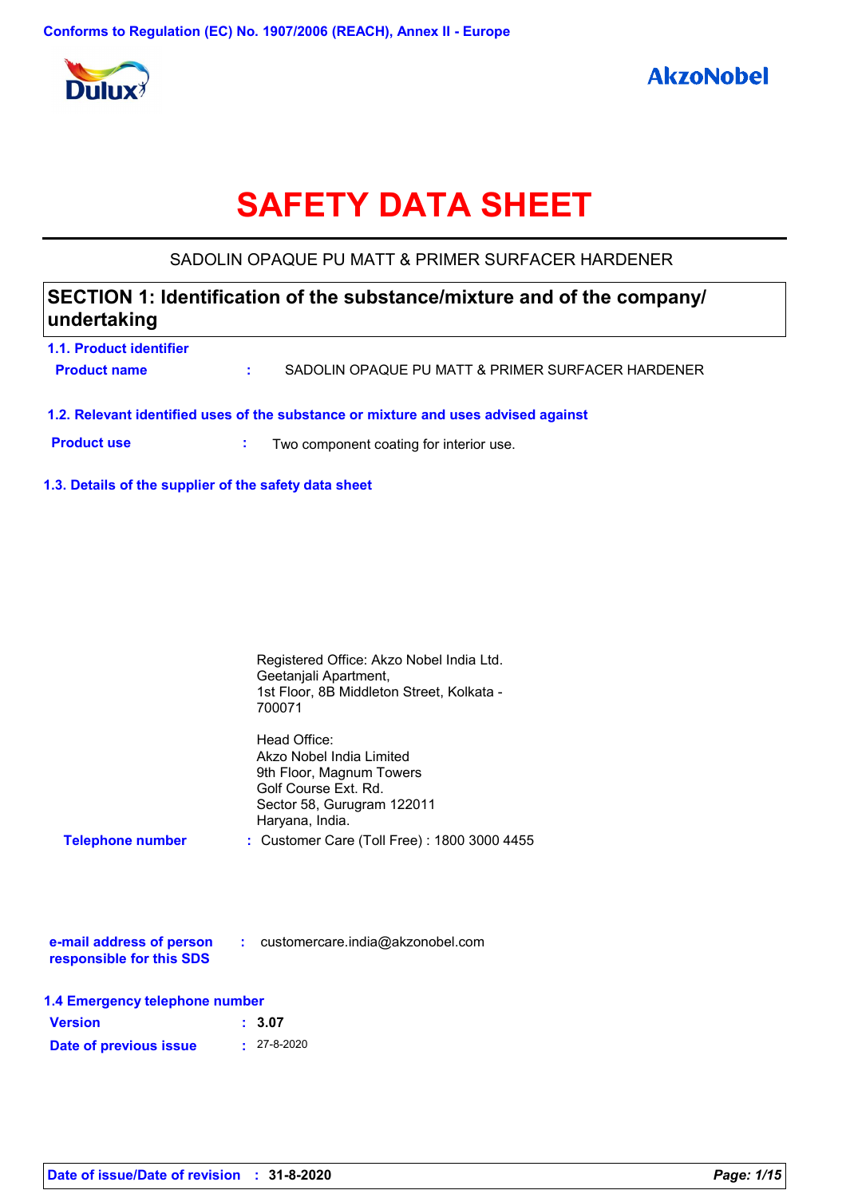Conforms to Regulation (EC) No. 1907/2006 (REACH), Annex II - Europe

Dulux

AkzoNobel

# SAFETY DATA SHEET

SADOLIN OPAQUE PU MATT & PRIMER SURFACER HARDENER

## SECTION 1: Identification of the substance/mixture and of the company/undertaking

### 1.1. Product identifier

**Product name** : SADOLIN OPAQUE PU MATT & PRIMER SURFACER HARDENER

### 1.2. Relevant identified uses of the substance or mixture and uses advised against

**Product use** : Two component coating for interior use.

### 1.3. Details of the supplier of the safety data sheet

Registered Office: Akzo Nobel India Ltd.
Geetanjali Apartment,
1st Floor, 8B Middleton Street, Kolkata - 700071

Head Office:
Akzo Nobel India Limited
9th Floor, Magnum Towers
Golf Course Ext. Rd.
Sector 58, Gurugram 122011
Haryana, India.

**Telephone number** : Customer Care (Toll Free) : 1800 3000 4455

**e-mail address of person responsible for this SDS** : customercare.india@akzonobel.com

### 1.4 Emergency telephone number

**Version** : **3.07**

**Date of previous issue** : 27-8-2020

**Date of issue/Date of revision** : **31-8-2020**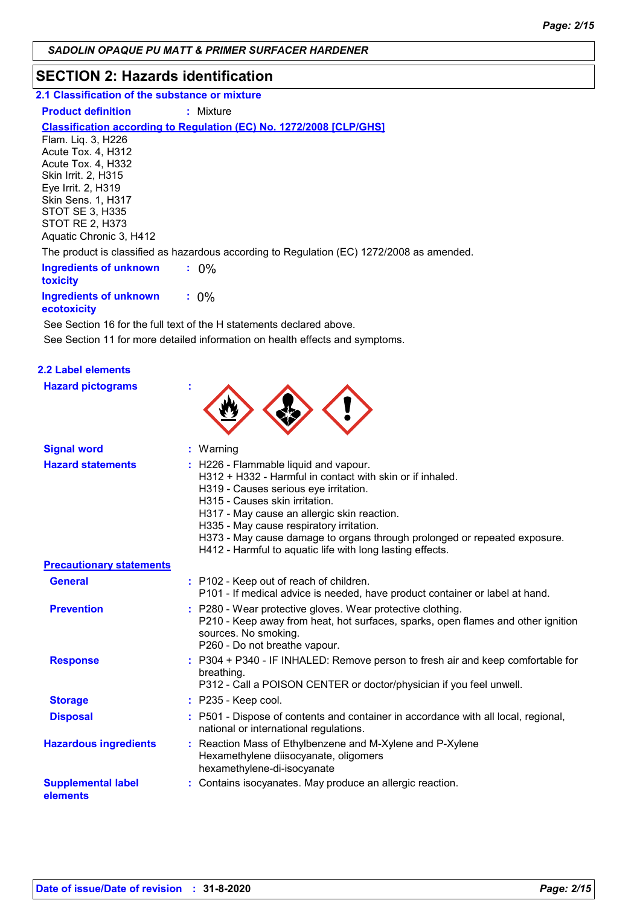SADOLIN OPAQUE PU MATT & PRIMER SURFACER HARDENER

## SECTION 2: Hazards identification

### 2.1 Classification of the substance or mixture

**Product definition** : Mixture

**Classification according to Regulation (EC) No. 1272/2008 [CLP/GHS]**

Flam. Liq. 3, H226
Acute Tox. 4, H312
Acute Tox. 4, H332
Skin Irrit. 2, H315
Eye Irrit. 2, H319
Skin Sens. 1, H317
STOT SE 3, H335
STOT RE 2, H373
Aquatic Chronic 3, H412

The product is classified as hazardous according to Regulation (EC) 1272/2008 as amended.

**Ingredients of unknown toxicity** : 0%

**Ingredients of unknown ecotoxicity** : 0%

See Section 16 for the full text of the H statements declared above.

See Section 11 for more detailed information on health effects and symptoms.

### 2.2 Label elements

**Hazard pictograms** :

**Signal word** : Warning

**Hazard statements** :
H226 - Flammable liquid and vapour.
H312 + H332 - Harmful in contact with skin or if inhaled.
H319 - Causes serious eye irritation.
H315 - Causes skin irritation.
H317 - May cause an allergic skin reaction.
H335 - May cause respiratory irritation.
H373 - May cause damage to organs through prolonged or repeated exposure.
H412 - Harmful to aquatic life with long lasting effects.

**Precautionary statements**

**General** :
P102 - Keep out of reach of children.
P101 - If medical advice is needed, have product container or label at hand.

**Prevention** :
P280 - Wear protective gloves. Wear protective clothing.
P210 - Keep away from heat, hot surfaces, sparks, open flames and other ignition sources. No smoking.
P260 - Do not breathe vapour.

**Response** :
P304 + P340 - IF INHALED: Remove person to fresh air and keep comfortable for breathing.
P312 - Call a POISON CENTER or doctor/physician if you feel unwell.

**Storage** : P235 - Keep cool.

**Disposal** : P501 - Dispose of contents and container in accordance with all local, regional, national or international regulations.

**Hazardous ingredients** :
Reaction Mass of Ethylbenzene and M-Xylene and P-Xylene
Hexamethylene diisocyanate, oligomers
hexamethylene-di-isocyanate

**Supplemental label elements** : Contains isocyanates. May produce an allergic reaction.

**Date of issue/Date of revision** : 31-8-2020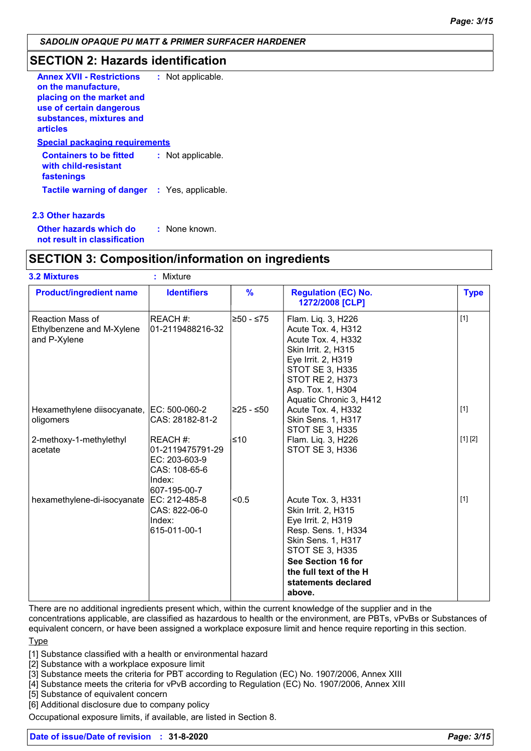**SADOLIN OPAQUE PU MATT & PRIMER SURFACER HARDENER**

## SECTION 2: Hazards identification

**Annex XVII - Restrictions on the manufacture, placing on the market and use of certain dangerous substances, mixtures and articles** : Not applicable.

**Special packaging requirements**

**Containers to be fitted with child-resistant fastenings** : Not applicable.

**Tactile warning of danger** : Yes, applicable.

### 2.3 Other hazards

**Other hazards which do not result in classification** : None known.

## SECTION 3: Composition/information on ingredients

**3.2 Mixtures** : Mixture

| Product/ingredient name | Identifiers | % | Regulation (EC) No. 1272/2008 [CLP] | Type |
|---|---|---|---|---|
| Reaction Mass of Ethylbenzene and M-Xylene and P-Xylene | REACH #: 01-2119488216-32 | ≥50 - ≤75 | Flam. Liq. 3, H226<br>Acute Tox. 4, H312<br>Acute Tox. 4, H332<br>Skin Irrit. 2, H315<br>Eye Irrit. 2, H319<br>STOT SE 3, H335<br>STOT RE 2, H373<br>Asp. Tox. 1, H304<br>Aquatic Chronic 3, H412 | [1] |
| Hexamethylene diisocyanate, oligomers | EC: 500-060-2<br>CAS: 28182-81-2 | ≥25 - ≤50 | Acute Tox. 4, H332<br>Skin Sens. 1, H317<br>STOT SE 3, H335 | [1] |
| 2-methoxy-1-methylethyl acetate | REACH #: 01-2119475791-29<br>EC: 203-603-9<br>CAS: 108-65-6<br>Index: 607-195-00-7 | ≤10 | Flam. Liq. 3, H226<br>STOT SE 3, H336 | [1] [2] |
| hexamethylene-di-isocyanate | EC: 212-485-8<br>CAS: 822-06-0<br>Index: 615-011-00-1 | <0.5 | Acute Tox. 3, H331<br>Skin Irrit. 2, H315<br>Eye Irrit. 2, H319<br>Resp. Sens. 1, H334<br>Skin Sens. 1, H317<br>STOT SE 3, H335<br>**See Section 16 for the full text of the H statements declared above.** | [1] |

There are no additional ingredients present which, within the current knowledge of the supplier and in the concentrations applicable, are classified as hazardous to health or the environment, are PBTs, vPvBs or Substances of equivalent concern, or have been assigned a workplace exposure limit and hence require reporting in this section.

Type

[1] Substance classified with a health or environmental hazard
[2] Substance with a workplace exposure limit
[3] Substance meets the criteria for PBT according to Regulation (EC) No. 1907/2006, Annex XIII
[4] Substance meets the criteria for vPvB according to Regulation (EC) No. 1907/2006, Annex XIII
[5] Substance of equivalent concern
[6] Additional disclosure due to company policy

Occupational exposure limits, if available, are listed in Section 8.

**Date of issue/Date of revision** : **31-8-2020**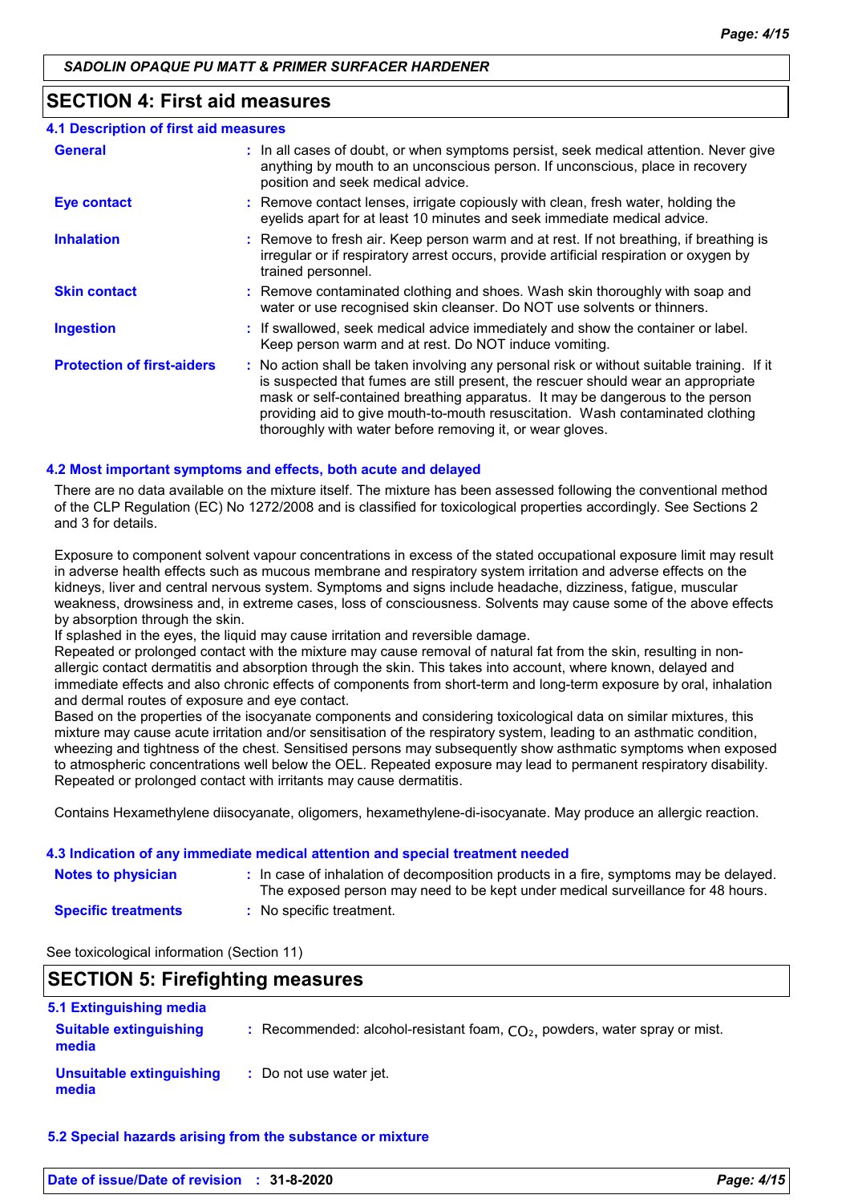## SECTION 4: First aid measures

### 4.1 Description of first aid measures

| | |
|---|---|
| **General** | : In all cases of doubt, or when symptoms persist, seek medical attention. Never give anything by mouth to an unconscious person. If unconscious, place in recovery position and seek medical advice. |
| **Eye contact** | : Remove contact lenses, irrigate copiously with clean, fresh water, holding the eyelids apart for at least 10 minutes and seek immediate medical advice. |
| **Inhalation** | : Remove to fresh air. Keep person warm and at rest. If not breathing, if breathing is irregular or if respiratory arrest occurs, provide artificial respiration or oxygen by trained personnel. |
| **Skin contact** | : Remove contaminated clothing and shoes. Wash skin thoroughly with soap and water or use recognised skin cleanser. Do NOT use solvents or thinners. |
| **Ingestion** | : If swallowed, seek medical advice immediately and show the container or label. Keep person warm and at rest. Do NOT induce vomiting. |
| **Protection of first-aiders** | : No action shall be taken involving any personal risk or without suitable training. If it is suspected that fumes are still present, the rescuer should wear an appropriate mask or self-contained breathing apparatus. It may be dangerous to the person providing aid to give mouth-to-mouth resuscitation. Wash contaminated clothing thoroughly with water before removing it, or wear gloves. |

### 4.2 Most important symptoms and effects, both acute and delayed

There are no data available on the mixture itself. The mixture has been assessed following the conventional method of the CLP Regulation (EC) No 1272/2008 and is classified for toxicological properties accordingly. See Sections 2 and 3 for details.

Exposure to component solvent vapour concentrations in excess of the stated occupational exposure limit may result in adverse health effects such as mucous membrane and respiratory system irritation and adverse effects on the kidneys, liver and central nervous system. Symptoms and signs include headache, dizziness, fatigue, muscular weakness, drowsiness and, in extreme cases, loss of consciousness. Solvents may cause some of the above effects by absorption through the skin.
If splashed in the eyes, the liquid may cause irritation and reversible damage.
Repeated or prolonged contact with the mixture may cause removal of natural fat from the skin, resulting in non-allergic contact dermatitis and absorption through the skin. This takes into account, where known, delayed and immediate effects and also chronic effects of components from short-term and long-term exposure by oral, inhalation and dermal routes of exposure and eye contact.
Based on the properties of the isocyanate components and considering toxicological data on similar mixtures, this mixture may cause acute irritation and/or sensitisation of the respiratory system, leading to an asthmatic condition, wheezing and tightness of the chest. Sensitised persons may subsequently show asthmatic symptoms when exposed to atmospheric concentrations well below the OEL. Repeated exposure may lead to permanent respiratory disability.
Repeated or prolonged contact with irritants may cause dermatitis.

Contains Hexamethylene diisocyanate, oligomers, hexamethylene-di-isocyanate. May produce an allergic reaction.

### 4.3 Indication of any immediate medical attention and special treatment needed

| | |
|---|---|
| **Notes to physician** | : In case of inhalation of decomposition products in a fire, symptoms may be delayed. The exposed person may need to be kept under medical surveillance for 48 hours. |
| **Specific treatments** | : No specific treatment. |

See toxicological information (Section 11)

## SECTION 5: Firefighting measures

### 5.1 Extinguishing media

| | |
|---|---|
| **Suitable extinguishing media** | : Recommended: alcohol-resistant foam, $CO_2$, powders, water spray or mist. |
| **Unsuitable extinguishing media** | : Do not use water jet. |

### 5.2 Special hazards arising from the substance or mixture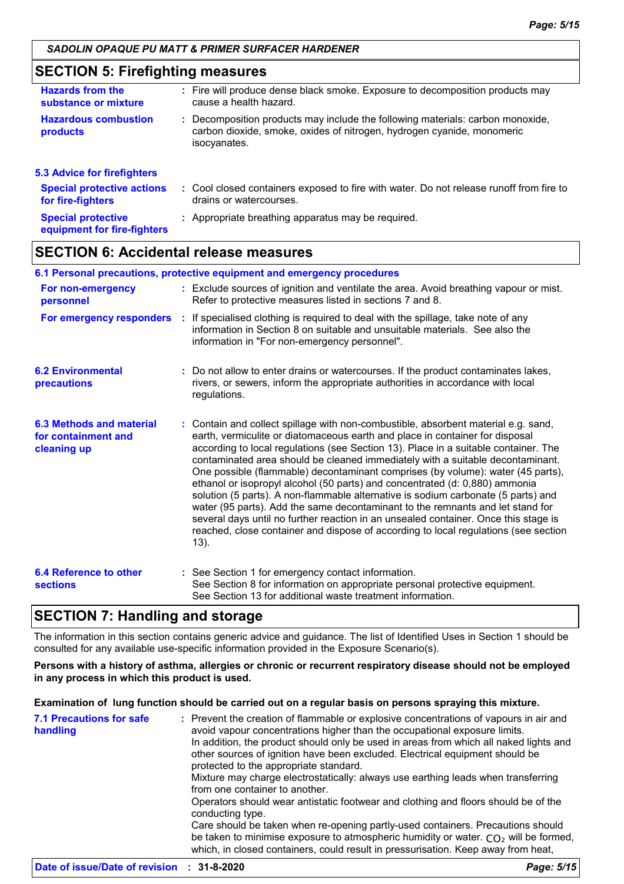## SECTION 5: Firefighting measures

**Hazards from the substance or mixture** : Fire will produce dense black smoke. Exposure to decomposition products may cause a health hazard.

**Hazardous combustion products** : Decomposition products may include the following materials: carbon monoxide, carbon dioxide, smoke, oxides of nitrogen, hydrogen cyanide, monomeric isocyanates.

### 5.3 Advice for firefighters

**Special protective actions for fire-fighters** : Cool closed containers exposed to fire with water. Do not release runoff from fire to drains or watercourses.

**Special protective equipment for fire-fighters** : Appropriate breathing apparatus may be required.

## SECTION 6: Accidental release measures

### 6.1 Personal precautions, protective equipment and emergency procedures

**For non-emergency personnel** : Exclude sources of ignition and ventilate the area. Avoid breathing vapour or mist. Refer to protective measures listed in sections 7 and 8.

**For emergency responders** : If specialised clothing is required to deal with the spillage, take note of any information in Section 8 on suitable and unsuitable materials. See also the information in "For non-emergency personnel".

**6.2 Environmental precautions** : Do not allow to enter drains or watercourses. If the product contaminates lakes, rivers, or sewers, inform the appropriate authorities in accordance with local regulations.

**6.3 Methods and material for containment and cleaning up** : Contain and collect spillage with non-combustible, absorbent material e.g. sand, earth, vermiculite or diatomaceous earth and place in container for disposal according to local regulations (see Section 13). Place in a suitable container. The contaminated area should be cleaned immediately with a suitable decontaminant. One possible (flammable) decontaminant comprises (by volume): water (45 parts), ethanol or isopropyl alcohol (50 parts) and concentrated (d: 0,880) ammonia solution (5 parts). A non-flammable alternative is sodium carbonate (5 parts) and water (95 parts). Add the same decontaminant to the remnants and let stand for several days until no further reaction in an unsealed container. Once this stage is reached, close container and dispose of according to local regulations (see section 13).

**6.4 Reference to other sections** : See Section 1 for emergency contact information.
See Section 8 for information on appropriate personal protective equipment.
See Section 13 for additional waste treatment information.

## SECTION 7: Handling and storage

The information in this section contains generic advice and guidance. The list of Identified Uses in Section 1 should be consulted for any available use-specific information provided in the Exposure Scenario(s).

**Persons with a history of asthma, allergies or chronic or recurrent respiratory disease should not be employed in any process in which this product is used.**

**Examination of lung function should be carried out on a regular basis on persons spraying this mixture.**

**7.1 Precautions for safe handling** : Prevent the creation of flammable or explosive concentrations of vapours in air and avoid vapour concentrations higher than the occupational exposure limits.
In addition, the product should only be used in areas from which all naked lights and other sources of ignition have been excluded. Electrical equipment should be protected to the appropriate standard.
Mixture may charge electrostatically: always use earthing leads when transferring from one container to another.
Operators should wear antistatic footwear and clothing and floors should be of the conducting type.
Care should be taken when re-opening partly-used containers. Precautions should be taken to minimise exposure to atmospheric humidity or water. $CO_2$ will be formed, which, in closed containers, could result in pressurisation. Keep away from heat,

Date of issue/Date of revision : 31-8-2020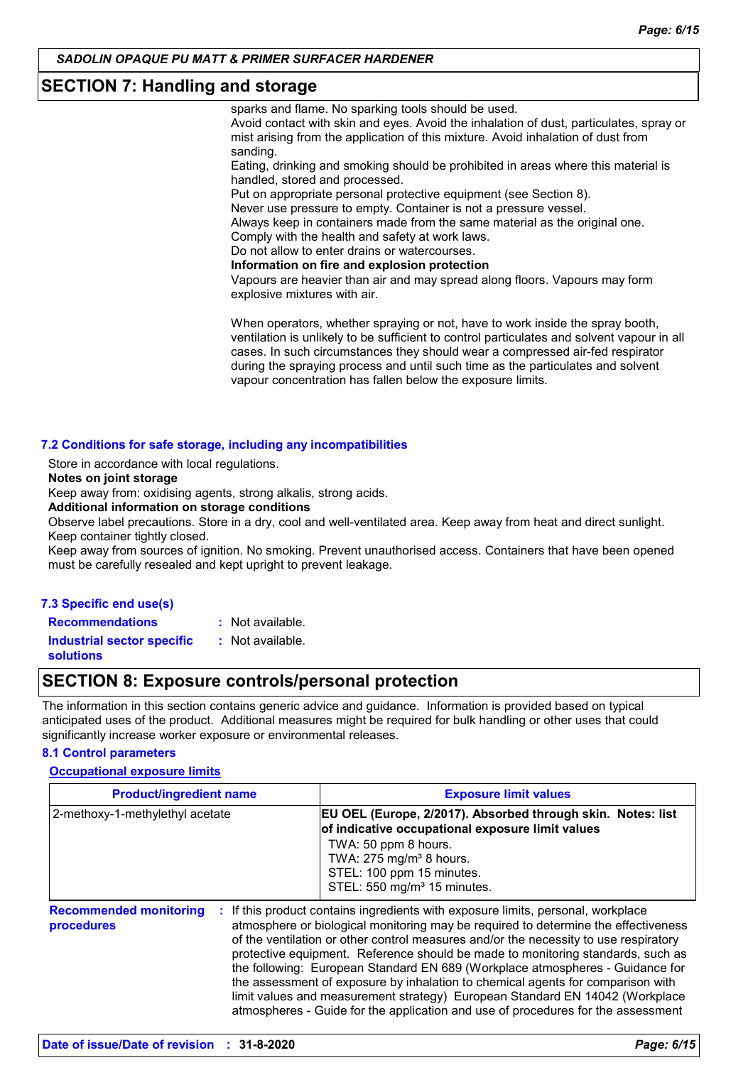## SECTION 7: Handling and storage

sparks and flame. No sparking tools should be used.
Avoid contact with skin and eyes. Avoid the inhalation of dust, particulates, spray or mist arising from the application of this mixture. Avoid inhalation of dust from sanding.
Eating, drinking and smoking should be prohibited in areas where this material is handled, stored and processed.
Put on appropriate personal protective equipment (see Section 8).
Never use pressure to empty. Container is not a pressure vessel.
Always keep in containers made from the same material as the original one.
Comply with the health and safety at work laws.
Do not allow to enter drains or watercourses.

**Information on fire and explosion protection**

Vapours are heavier than air and may spread along floors. Vapours may form explosive mixtures with air.

When operators, whether spraying or not, have to work inside the spray booth, ventilation is unlikely to be sufficient to control particulates and solvent vapour in all cases. In such circumstances they should wear a compressed air-fed respirator during the spraying process and until such time as the particulates and solvent vapour concentration has fallen below the exposure limits.

### 7.2 Conditions for safe storage, including any incompatibilities

Store in accordance with local regulations.

**Notes on joint storage**

Keep away from: oxidising agents, strong alkalis, strong acids.

**Additional information on storage conditions**

Observe label precautions. Store in a dry, cool and well-ventilated area. Keep away from heat and direct sunlight. Keep container tightly closed.
Keep away from sources of ignition. No smoking. Prevent unauthorised access. Containers that have been opened must be carefully resealed and kept upright to prevent leakage.

### 7.3 Specific end use(s)

**Recommendations** : Not available.

**Industrial sector specific solutions** : Not available.

## SECTION 8: Exposure controls/personal protection

The information in this section contains generic advice and guidance. Information is provided based on typical anticipated uses of the product. Additional measures might be required for bulk handling or other uses that could significantly increase worker exposure or environmental releases.

### 8.1 Control parameters

**Occupational exposure limits**

| Product/ingredient name | Exposure limit values |
|---|---|
| 2-methoxy-1-methylethyl acetate | **EU OEL (Europe, 2/2017). Absorbed through skin. Notes: list of indicative occupational exposure limit values**<br>TWA: 50 ppm 8 hours.<br>TWA: 275 mg/m³ 8 hours.<br>STEL: 100 ppm 15 minutes.<br>STEL: 550 mg/m³ 15 minutes. |

**Recommended monitoring procedures** : If this product contains ingredients with exposure limits, personal, workplace atmosphere or biological monitoring may be required to determine the effectiveness of the ventilation or other control measures and/or the necessity to use respiratory protective equipment. Reference should be made to monitoring standards, such as the following: European Standard EN 689 (Workplace atmospheres - Guidance for the assessment of exposure by inhalation to chemical agents for comparison with limit values and measurement strategy) European Standard EN 14042 (Workplace atmospheres - Guide for the application and use of procedures for the assessment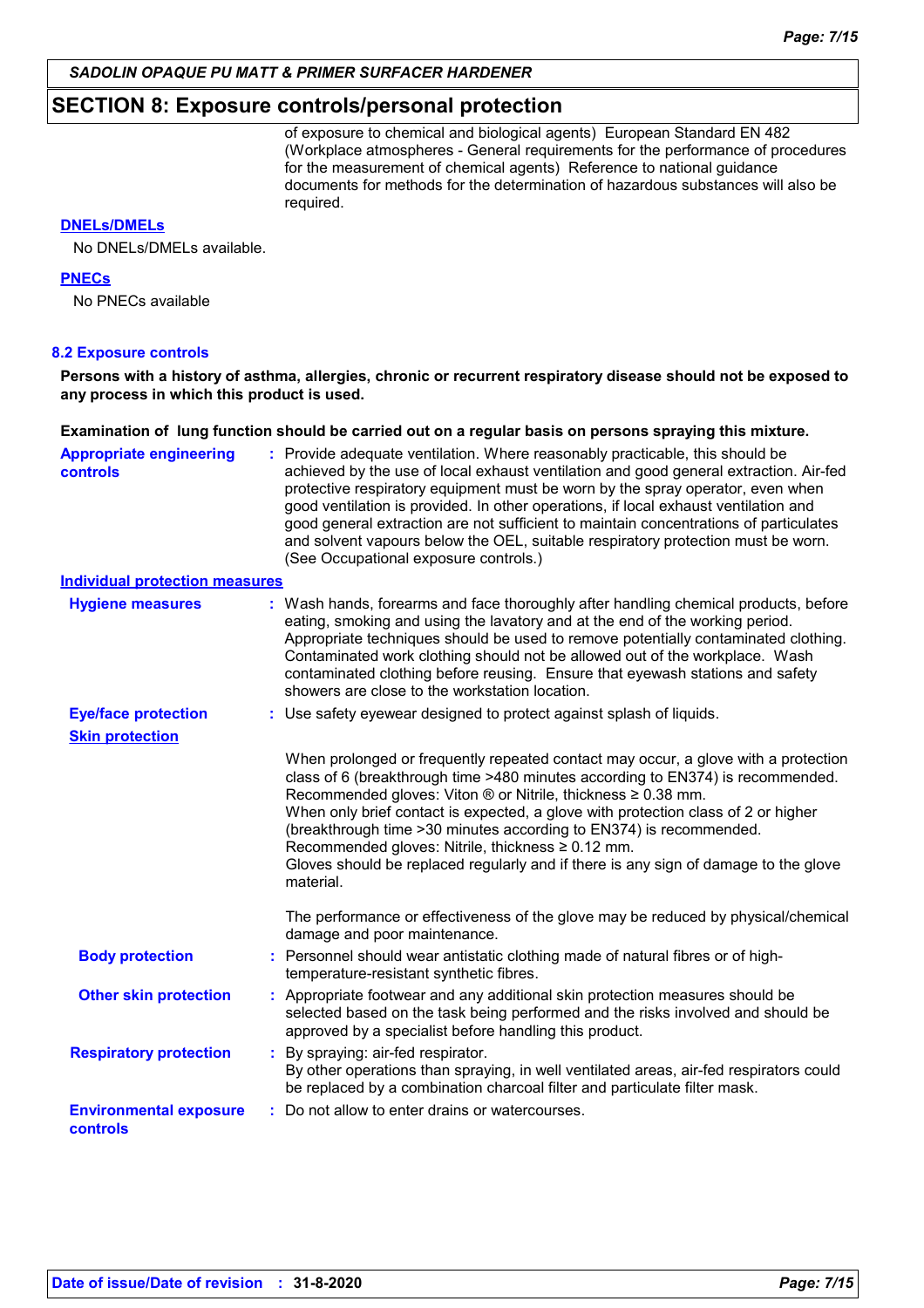**SADOLIN OPAQUE PU MATT & PRIMER SURFACER HARDENER**

## SECTION 8: Exposure controls/personal protection

of exposure to chemical and biological agents) European Standard EN 482 (Workplace atmospheres - General requirements for the performance of procedures for the measurement of chemical agents) Reference to national guidance documents for methods for the determination of hazardous substances will also be required.

**DNELs/DMELs**

No DNELs/DMELs available.

**PNECs**

No PNECs available

### 8.2 Exposure controls

**Persons with a history of asthma, allergies, chronic or recurrent respiratory disease should not be exposed to any process in which this product is used.**

**Examination of lung function should be carried out on a regular basis on persons spraying this mixture.**

**Appropriate engineering controls** : Provide adequate ventilation. Where reasonably practicable, this should be achieved by the use of local exhaust ventilation and good general extraction. Air-fed protective respiratory equipment must be worn by the spray operator, even when good ventilation is provided. In other operations, if local exhaust ventilation and good general extraction are not sufficient to maintain concentrations of particulates and solvent vapours below the OEL, suitable respiratory protection must be worn. (See Occupational exposure controls.)

**Individual protection measures**

**Hygiene measures** : Wash hands, forearms and face thoroughly after handling chemical products, before eating, smoking and using the lavatory and at the end of the working period. Appropriate techniques should be used to remove potentially contaminated clothing. Contaminated work clothing should not be allowed out of the workplace. Wash contaminated clothing before reusing. Ensure that eyewash stations and safety showers are close to the workstation location.

**Eye/face protection** : Use safety eyewear designed to protect against splash of liquids.

**Skin protection**

When prolonged or frequently repeated contact may occur, a glove with a protection class of 6 (breakthrough time >480 minutes according to EN374) is recommended. Recommended gloves: Viton ® or Nitrile, thickness ≥ 0.38 mm.
When only brief contact is expected, a glove with protection class of 2 or higher (breakthrough time >30 minutes according to EN374) is recommended.
Recommended gloves: Nitrile, thickness ≥ 0.12 mm.
Gloves should be replaced regularly and if there is any sign of damage to the glove material.

The performance or effectiveness of the glove may be reduced by physical/chemical damage and poor maintenance.

**Body protection** : Personnel should wear antistatic clothing made of natural fibres or of high-temperature-resistant synthetic fibres.

**Other skin protection** : Appropriate footwear and any additional skin protection measures should be selected based on the task being performed and the risks involved and should be approved by a specialist before handling this product.

**Respiratory protection** : By spraying: air-fed respirator.
By other operations than spraying, in well ventilated areas, air-fed respirators could be replaced by a combination charcoal filter and particulate filter mask.

**Environmental exposure controls** : Do not allow to enter drains or watercourses.

**Date of issue/Date of revision** : **31-8-2020**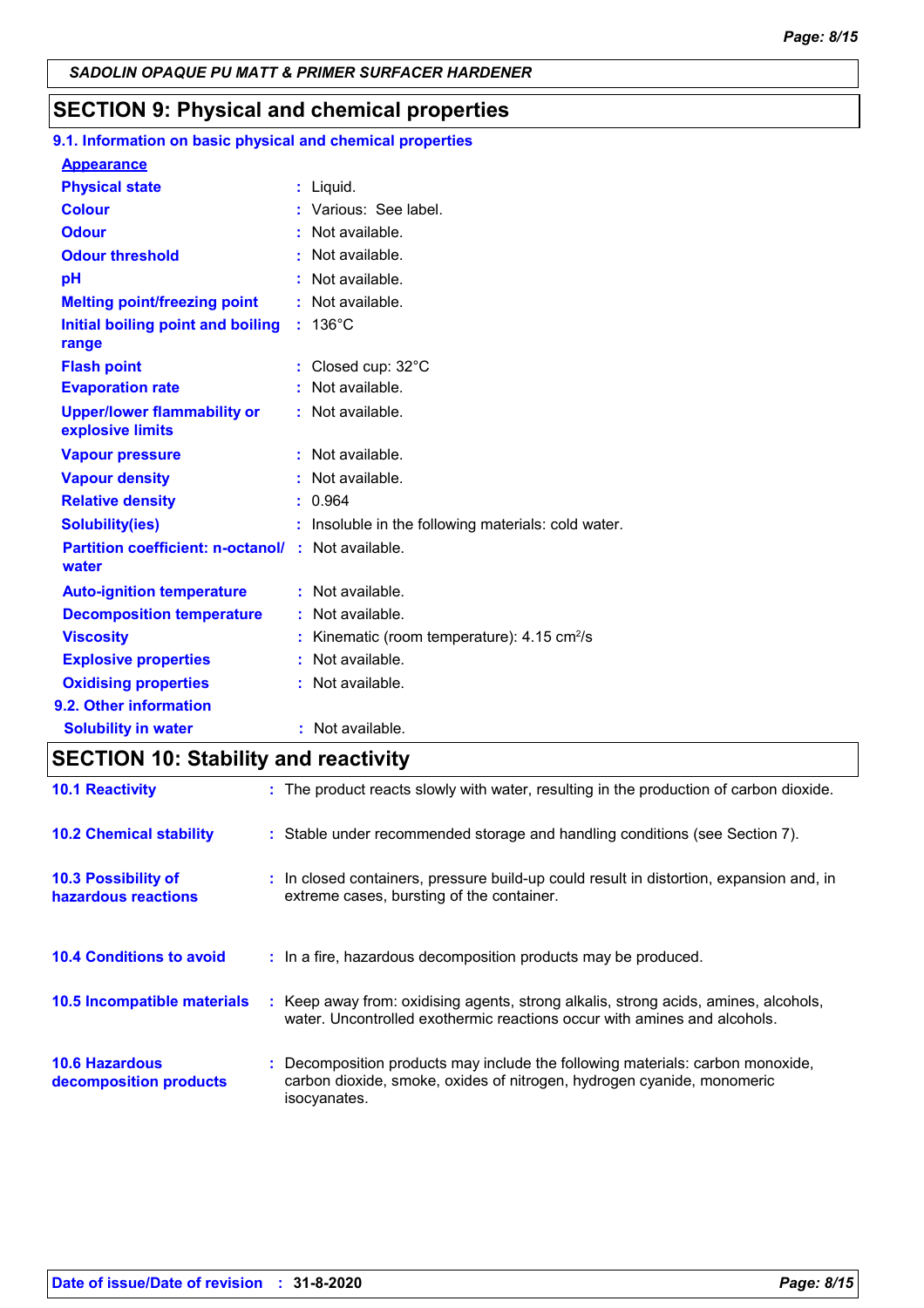SADOLIN OPAQUE PU MATT & PRIMER SURFACER HARDENER

## SECTION 9: Physical and chemical properties

### 9.1. Information on basic physical and chemical properties

**Appearance**

| | | |
|---|---|---|
| **Physical state** | : | Liquid. |
| **Colour** | : | Various: See label. |
| **Odour** | : | Not available. |
| **Odour threshold** | : | Not available. |
| **pH** | : | Not available. |
| **Melting point/freezing point** | : | Not available. |
| **Initial boiling point and boiling range** | : | 136°C |
| **Flash point** | : | Closed cup: 32°C |
| **Evaporation rate** | : | Not available. |
| **Upper/lower flammability or explosive limits** | : | Not available. |
| **Vapour pressure** | : | Not available. |
| **Vapour density** | : | Not available. |
| **Relative density** | : | 0.964 |
| **Solubility(ies)** | : | Insoluble in the following materials: cold water. |
| **Partition coefficient: n-octanol/ water** | : | Not available. |
| **Auto-ignition temperature** | : | Not available. |
| **Decomposition temperature** | : | Not available. |
| **Viscosity** | : | Kinematic (room temperature): 4.15 $cm^2$/s |
| **Explosive properties** | : | Not available. |
| **Oxidising properties** | : | Not available. |

### 9.2. Other information

| | | |
|---|---|---|
| **Solubility in water** | : | Not available. |

## SECTION 10: Stability and reactivity

| | | |
|---|---|---|
| **10.1 Reactivity** | : | The product reacts slowly with water, resulting in the production of carbon dioxide. |
| **10.2 Chemical stability** | : | Stable under recommended storage and handling conditions (see Section 7). |
| **10.3 Possibility of hazardous reactions** | : | In closed containers, pressure build-up could result in distortion, expansion and, in extreme cases, bursting of the container. |
| **10.4 Conditions to avoid** | : | In a fire, hazardous decomposition products may be produced. |
| **10.5 Incompatible materials** | : | Keep away from: oxidising agents, strong alkalis, strong acids, amines, alcohols, water. Uncontrolled exothermic reactions occur with amines and alcohols. |
| **10.6 Hazardous decomposition products** | : | Decomposition products may include the following materials: carbon monoxide, carbon dioxide, smoke, oxides of nitrogen, hydrogen cyanide, monomeric isocyanates. |

**Date of issue/Date of revision** : **31-8-2020**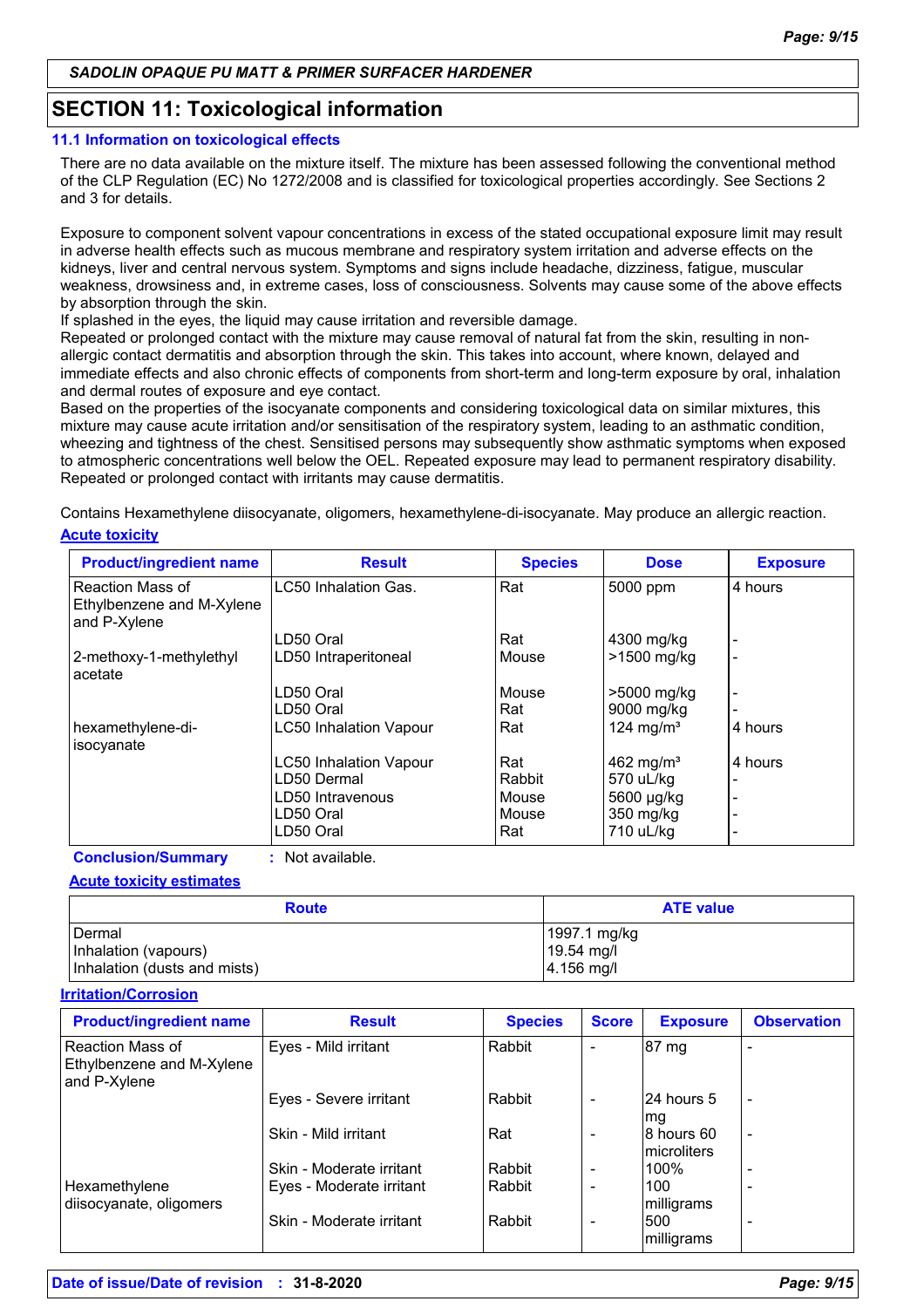SADOLIN OPAQUE PU MATT & PRIMER SURFACER HARDENER

## SECTION 11: Toxicological information

### 11.1 Information on toxicological effects

There are no data available on the mixture itself. The mixture has been assessed following the conventional method of the CLP Regulation (EC) No 1272/2008 and is classified for toxicological properties accordingly. See Sections 2 and 3 for details.

Exposure to component solvent vapour concentrations in excess of the stated occupational exposure limit may result in adverse health effects such as mucous membrane and respiratory system irritation and adverse effects on the kidneys, liver and central nervous system. Symptoms and signs include headache, dizziness, fatigue, muscular weakness, drowsiness and, in extreme cases, loss of consciousness. Solvents may cause some of the above effects by absorption through the skin.
If splashed in the eyes, the liquid may cause irritation and reversible damage.
Repeated or prolonged contact with the mixture may cause removal of natural fat from the skin, resulting in non-allergic contact dermatitis and absorption through the skin. This takes into account, where known, delayed and immediate effects and also chronic effects of components from short-term and long-term exposure by oral, inhalation and dermal routes of exposure and eye contact.
Based on the properties of the isocyanate components and considering toxicological data on similar mixtures, this mixture may cause acute irritation and/or sensitisation of the respiratory system, leading to an asthmatic condition, wheezing and tightness of the chest. Sensitised persons may subsequently show asthmatic symptoms when exposed to atmospheric concentrations well below the OEL. Repeated exposure may lead to permanent respiratory disability.
Repeated or prolonged contact with irritants may cause dermatitis.

Contains Hexamethylene diisocyanate, oligomers, hexamethylene-di-isocyanate. May produce an allergic reaction.

**Acute toxicity**

| Product/ingredient name | Result | Species | Dose | Exposure |
|---|---|---|---|---|
| Reaction Mass of Ethylbenzene and M-Xylene and P-Xylene | LC50 Inhalation Gas. | Rat | 5000 ppm | 4 hours |
| | LD50 Oral | Rat | 4300 mg/kg | - |
| 2-methoxy-1-methylethyl acetate | LD50 Intraperitoneal | Mouse | >1500 mg/kg | - |
| | LD50 Oral | Mouse | >5000 mg/kg | - |
| | LD50 Oral | Rat | 9000 mg/kg | - |
| hexamethylene-di-isocyanate | LC50 Inhalation Vapour | Rat | 124 mg/m³ | 4 hours |
| | LC50 Inhalation Vapour | Rat | 462 mg/m³ | 4 hours |
| | LD50 Dermal | Rabbit | 570 uL/kg | - |
| | LD50 Intravenous | Mouse | 5600 µg/kg | - |
| | LD50 Oral | Mouse | 350 mg/kg | - |
| | LD50 Oral | Rat | 710 uL/kg | - |

**Conclusion/Summary** : Not available.

**Acute toxicity estimates**

| Route | ATE value |
|---|---|
| Dermal | 1997.1 mg/kg |
| Inhalation (vapours) | 19.54 mg/l |
| Inhalation (dusts and mists) | 4.156 mg/l |

**Irritation/Corrosion**

| Product/ingredient name | Result | Species | Score | Exposure | Observation |
|---|---|---|---|---|---|
| Reaction Mass of Ethylbenzene and M-Xylene and P-Xylene | Eyes - Mild irritant | Rabbit | - | 87 mg | - |
| | Eyes - Severe irritant | Rabbit | - | 24 hours 5 mg | - |
| | Skin - Mild irritant | Rat | - | 8 hours 60 microliters | - |
| | Skin - Moderate irritant | Rabbit | - | 100% | - |
| Hexamethylene diisocyanate, oligomers | Eyes - Moderate irritant | Rabbit | - | 100 milligrams | - |
| | Skin - Moderate irritant | Rabbit | - | 500 milligrams | - |

Date of issue/Date of revision : 31-8-2020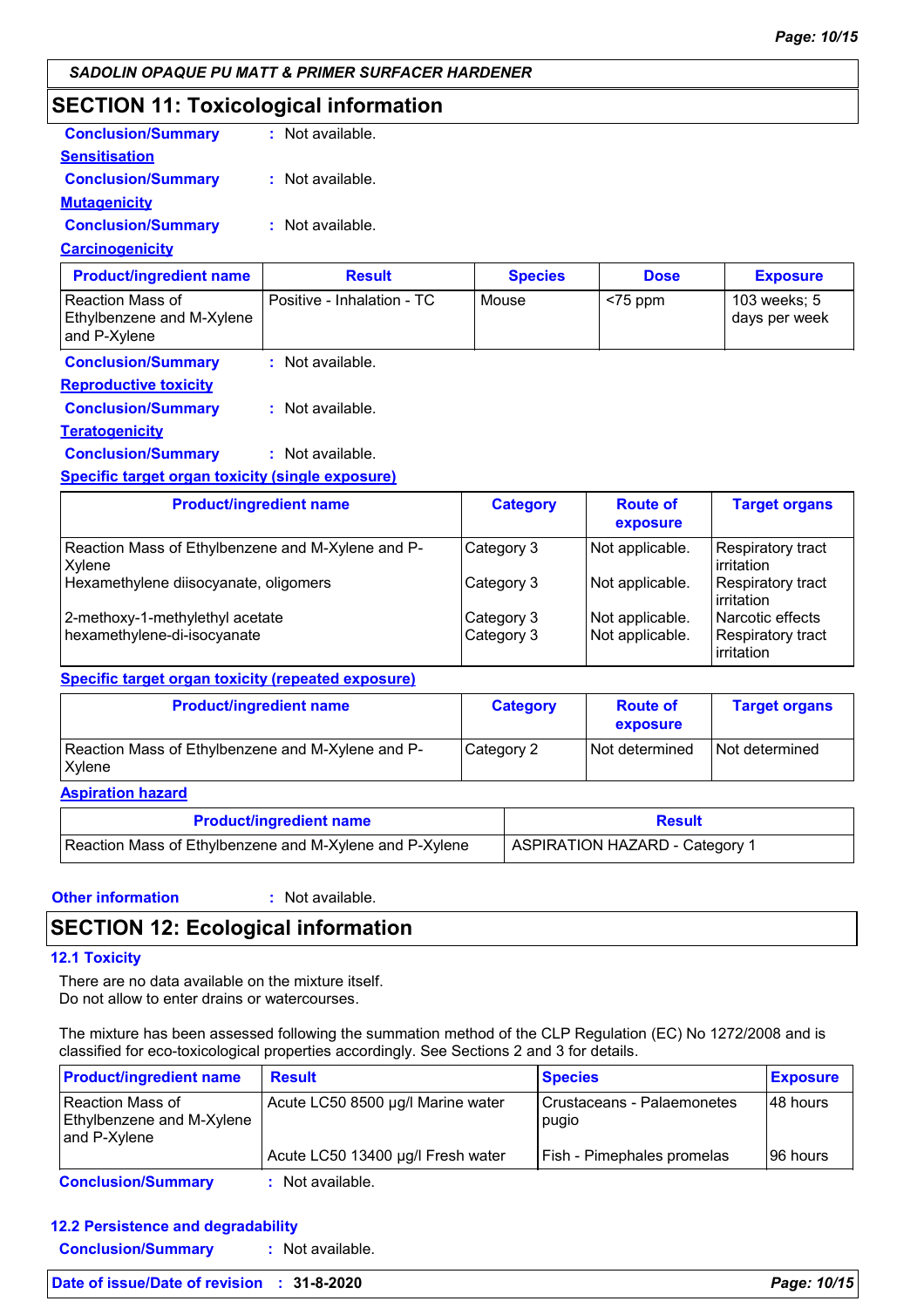## SECTION 11: Toxicological information

**Conclusion/Summary** : Not available.

**Sensitisation**

**Conclusion/Summary** : Not available.

**Mutagenicity**

**Conclusion/Summary** : Not available.

**Carcinogenicity**

| Product/ingredient name | Result | Species | Dose | Exposure |
|---|---|---|---|---|
| Reaction Mass of Ethylbenzene and M-Xylene and P-Xylene | Positive - Inhalation - TC | Mouse | <75 ppm | 103 weeks; 5 days per week |

**Conclusion/Summary** : Not available.

**Reproductive toxicity**

**Conclusion/Summary** : Not available.

**Teratogenicity**

**Conclusion/Summary** : Not available.

**Specific target organ toxicity (single exposure)**

| Product/ingredient name | Category | Route of exposure | Target organs |
|---|---|---|---|
| Reaction Mass of Ethylbenzene and M-Xylene and P-Xylene | Category 3 | Not applicable. | Respiratory tract irritation |
| Hexamethylene diisocyanate, oligomers | Category 3 | Not applicable. | Respiratory tract irritation |
| 2-methoxy-1-methylethyl acetate | Category 3 | Not applicable. | Narcotic effects |
| hexamethylene-di-isocyanate | Category 3 | Not applicable. | Respiratory tract irritation |

**Specific target organ toxicity (repeated exposure)**

| Product/ingredient name | Category | Route of exposure | Target organs |
|---|---|---|---|
| Reaction Mass of Ethylbenzene and M-Xylene and P-Xylene | Category 2 | Not determined | Not determined |

**Aspiration hazard**

| Product/ingredient name | Result |
|---|---|
| Reaction Mass of Ethylbenzene and M-Xylene and P-Xylene | ASPIRATION HAZARD - Category 1 |

**Other information** : Not available.

## SECTION 12: Ecological information

### 12.1 Toxicity

There are no data available on the mixture itself.
Do not allow to enter drains or watercourses.

The mixture has been assessed following the summation method of the CLP Regulation (EC) No 1272/2008 and is classified for eco-toxicological properties accordingly. See Sections 2 and 3 for details.

| Product/ingredient name | Result | Species | Exposure |
|---|---|---|---|
| Reaction Mass of Ethylbenzene and M-Xylene and P-Xylene | Acute LC50 8500 µg/l Marine water | Crustaceans - Palaemonetes pugio | 48 hours |
| | Acute LC50 13400 µg/l Fresh water | Fish - Pimephales promelas | 96 hours |

**Conclusion/Summary** : Not available.

### 12.2 Persistence and degradability

**Conclusion/Summary** : Not available.

**Date of issue/Date of revision** : **31-8-2020**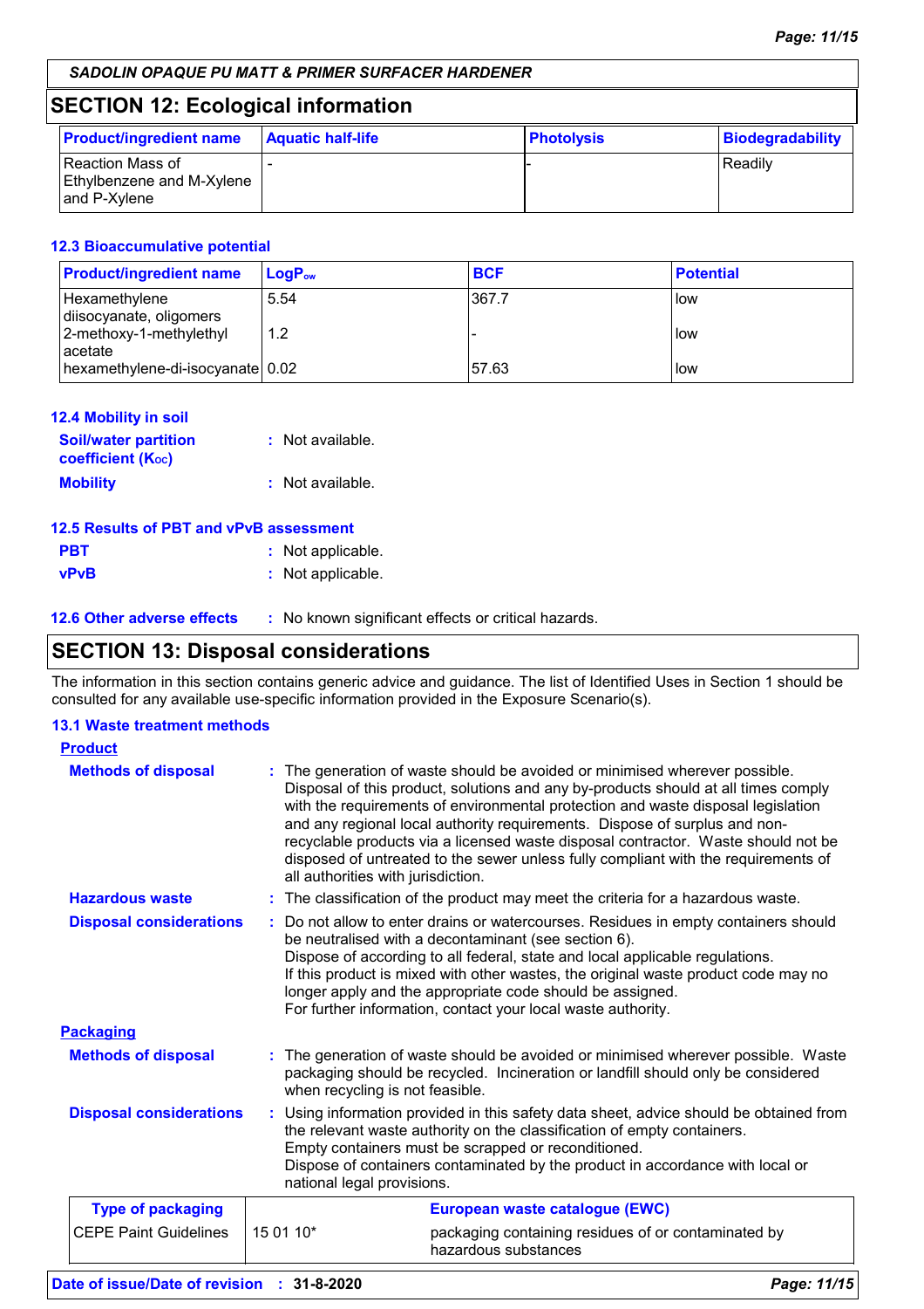## SECTION 12: Ecological information

| Product/ingredient name | Aquatic half-life | Photolysis | Biodegradability |
|---|---|---|---|
| Reaction Mass of Ethylbenzene and M-Xylene and P-Xylene | - | - | Readily |

### 12.3 Bioaccumulative potential

| Product/ingredient name | $LogP_{ow}$ | BCF | Potential |
|---|---|---|---|
| Hexamethylene diisocyanate, oligomers | 5.54 | 367.7 | low |
| 2-methoxy-1-methylethyl acetate | 1.2 | - | low |
| hexamethylene-di-isocyanate | 0.02 | 57.63 | low |

### 12.4 Mobility in soil

**Soil/water partition coefficient ($K_{OC}$)** : Not available.

**Mobility** : Not available.

### 12.5 Results of PBT and vPvB assessment

**PBT** : Not applicable.

**vPvB** : Not applicable.

### 12.6 Other adverse effects

: No known significant effects or critical hazards.

## SECTION 13: Disposal considerations

The information in this section contains generic advice and guidance. The list of Identified Uses in Section 1 should be consulted for any available use-specific information provided in the Exposure Scenario(s).

### 13.1 Waste treatment methods

**Product**

**Methods of disposal** : The generation of waste should be avoided or minimised wherever possible. Disposal of this product, solutions and any by-products should at all times comply with the requirements of environmental protection and waste disposal legislation and any regional local authority requirements. Dispose of surplus and non-recyclable products via a licensed waste disposal contractor. Waste should not be disposed of untreated to the sewer unless fully compliant with the requirements of all authorities with jurisdiction.

**Hazardous waste** : The classification of the product may meet the criteria for a hazardous waste.

**Disposal considerations** : Do not allow to enter drains or watercourses. Residues in empty containers should be neutralised with a decontaminant (see section 6).
Dispose of according to all federal, state and local applicable regulations.
If this product is mixed with other wastes, the original waste product code may no longer apply and the appropriate code should be assigned.
For further information, contact your local waste authority.

**Packaging**

**Methods of disposal** : The generation of waste should be avoided or minimised wherever possible. Waste packaging should be recycled. Incineration or landfill should only be considered when recycling is not feasible.

**Disposal considerations** : Using information provided in this safety data sheet, advice should be obtained from the relevant waste authority on the classification of empty containers.
Empty containers must be scrapped or reconditioned.
Dispose of containers contaminated by the product in accordance with local or national legal provisions.

| Type of packaging | European waste catalogue (EWC) | |
|---|---|---|
| CEPE Paint Guidelines | 15 01 10* | packaging containing residues of or contaminated by hazardous substances |

**Date of issue/Date of revision** : 31-8-2020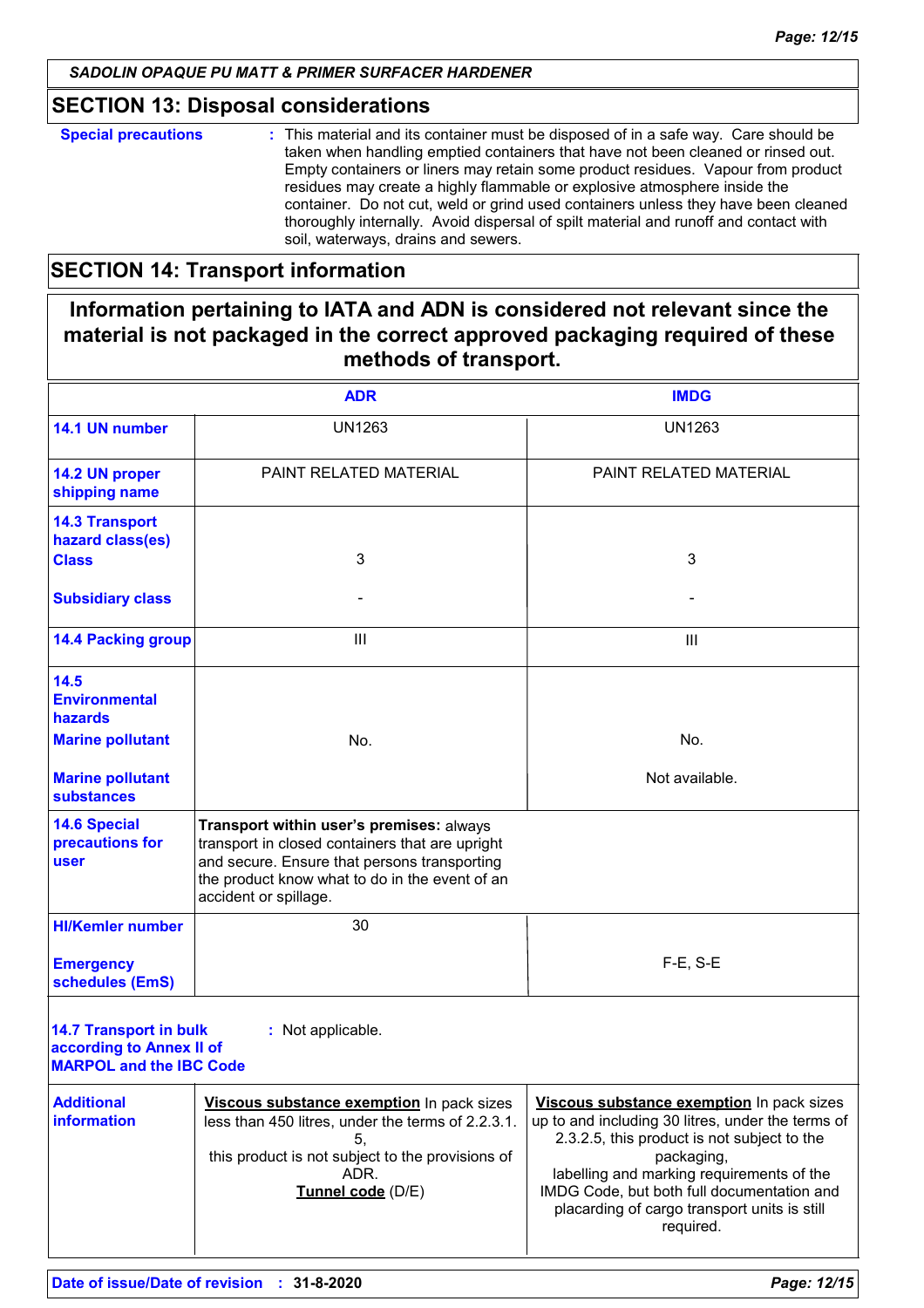## SECTION 13: Disposal considerations

**Special precautions** : This material and its container must be disposed of in a safe way. Care should be taken when handling emptied containers that have not been cleaned or rinsed out. Empty containers or liners may retain some product residues. Vapour from product residues may create a highly flammable or explosive atmosphere inside the container. Do not cut, weld or grind used containers unless they have been cleaned thoroughly internally. Avoid dispersal of spilt material and runoff and contact with soil, waterways, drains and sewers.

## SECTION 14: Transport information

**Information pertaining to IATA and ADN is considered not relevant since the material is not packaged in the correct approved packaging required of these methods of transport.**

| | ADR | IMDG |
|---|---|---|
| **14.1 UN number** | UN1263 | UN1263 |
| **14.2 UN proper shipping name** | PAINT RELATED MATERIAL | PAINT RELATED MATERIAL |
| **14.3 Transport hazard class(es)** **Class** | 3 | 3 |
| **Subsidiary class** | - | - |
| **14.4 Packing group** | III | III |
| **14.5 Environmental hazards** **Marine pollutant** | No. | No. |
| **Marine pollutant substances** | | Not available. |
| **14.6 Special precautions for user** | **Transport within user's premises:** always transport in closed containers that are upright and secure. Ensure that persons transporting the product know what to do in the event of an accident or spillage. | |
| **HI/Kemler number** | 30 | |
| **Emergency schedules (EmS)** | | F-E, S-E |
| **14.7 Transport in bulk according to Annex II of MARPOL and the IBC Code** | : Not applicable. | |
| **Additional information** | **Viscous substance exemption** In pack sizes less than 450 litres, under the terms of 2.2.3.1.5, this product is not subject to the provisions of ADR. **Tunnel code** (D/E) | **Viscous substance exemption** In pack sizes up to and including 30 litres, under the terms of 2.3.2.5, this product is not subject to the packaging, labelling and marking requirements of the IMDG Code, but both full documentation and placarding of cargo transport units is still required. |

**Date of issue/Date of revision** : **31-8-2020**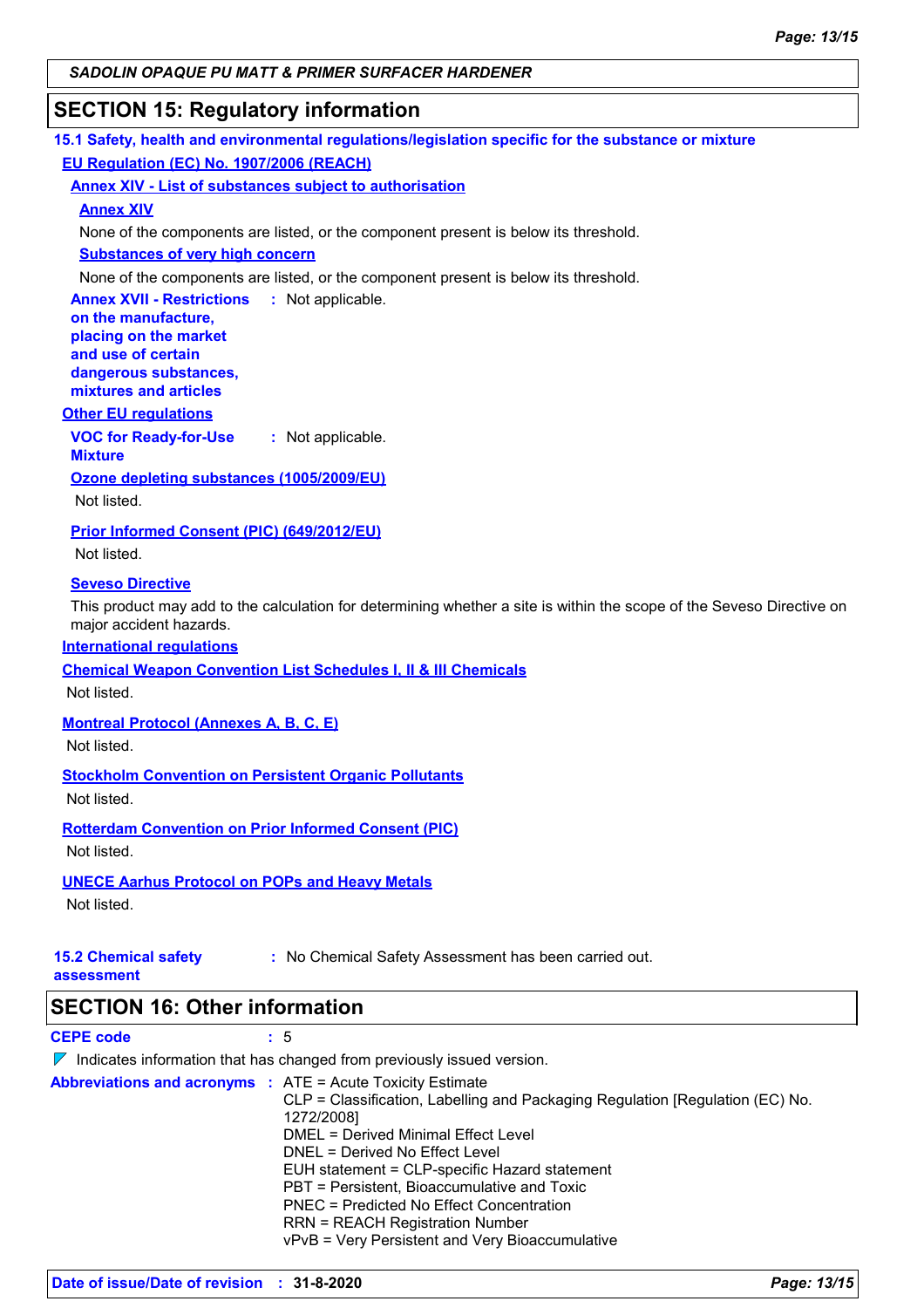## SECTION 15: Regulatory information

### 15.1 Safety, health and environmental regulations/legislation specific for the substance or mixture

**EU Regulation (EC) No. 1907/2006 (REACH)**

**Annex XIV - List of substances subject to authorisation**

**Annex XIV**

None of the components are listed, or the component present is below its threshold.

**Substances of very high concern**

None of the components are listed, or the component present is below its threshold.

**Annex XVII - Restrictions on the manufacture, placing on the market and use of certain dangerous substances, mixtures and articles** : Not applicable.

**Other EU regulations**

**VOC for Ready-for-Use Mixture** : Not applicable.

**Ozone depleting substances (1005/2009/EU)**

Not listed.

**Prior Informed Consent (PIC) (649/2012/EU)**

Not listed.

**Seveso Directive**

This product may add to the calculation for determining whether a site is within the scope of the Seveso Directive on major accident hazards.

**International regulations**

**Chemical Weapon Convention List Schedules I, II & III Chemicals**

Not listed.

**Montreal Protocol (Annexes A, B, C, E)**

Not listed.

**Stockholm Convention on Persistent Organic Pollutants**

Not listed.

**Rotterdam Convention on Prior Informed Consent (PIC)**

Not listed.

**UNECE Aarhus Protocol on POPs and Heavy Metals**

Not listed.

**15.2 Chemical safety assessment** : No Chemical Safety Assessment has been carried out.

## SECTION 16: Other information

**CEPE code** : 5

Indicates information that has changed from previously issued version.

**Abbreviations and acronyms** :
ATE = Acute Toxicity Estimate
CLP = Classification, Labelling and Packaging Regulation [Regulation (EC) No. 1272/2008]
DMEL = Derived Minimal Effect Level
DNEL = Derived No Effect Level
EUH statement = CLP-specific Hazard statement
PBT = Persistent, Bioaccumulative and Toxic
PNEC = Predicted No Effect Concentration
RRN = REACH Registration Number
vPvB = Very Persistent and Very Bioaccumulative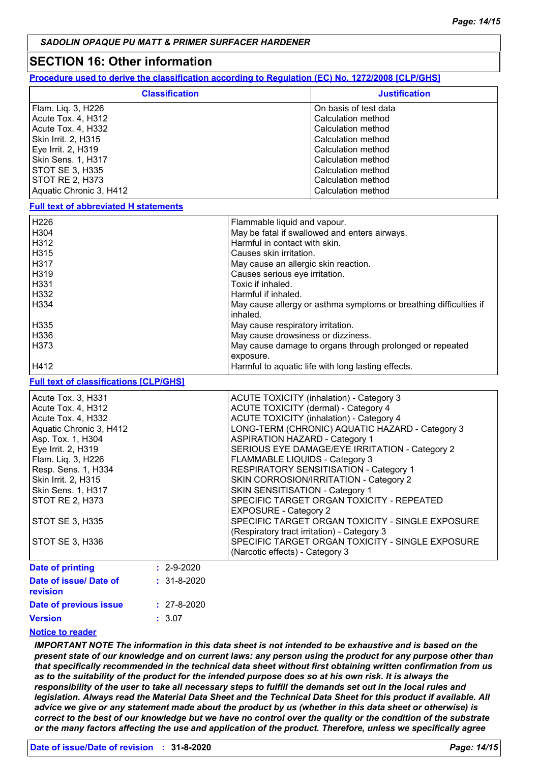SADOLIN OPAQUE PU MATT & PRIMER SURFACER HARDENER

## SECTION 16: Other information

**Procedure used to derive the classification according to Regulation (EC) No. 1272/2008 [CLP/GHS]**

| Classification | Justification |
|---|---|
| Flam. Liq. 3, H226 | On basis of test data |
| Acute Tox. 4, H312 | Calculation method |
| Acute Tox. 4, H332 | Calculation method |
| Skin Irrit. 2, H315 | Calculation method |
| Eye Irrit. 2, H319 | Calculation method |
| Skin Sens. 1, H317 | Calculation method |
| STOT SE 3, H335 | Calculation method |
| STOT RE 2, H373 | Calculation method |
| Aquatic Chronic 3, H412 | Calculation method |

**Full text of abbreviated H statements**

| | |
|---|---|
| H226 | Flammable liquid and vapour. |
| H304 | May be fatal if swallowed and enters airways. |
| H312 | Harmful in contact with skin. |
| H315 | Causes skin irritation. |
| H317 | May cause an allergic skin reaction. |
| H319 | Causes serious eye irritation. |
| H331 | Toxic if inhaled. |
| H332 | Harmful if inhaled. |
| H334 | May cause allergy or asthma symptoms or breathing difficulties if inhaled. |
| H335 | May cause respiratory irritation. |
| H336 | May cause drowsiness or dizziness. |
| H373 | May cause damage to organs through prolonged or repeated exposure. |
| H412 | Harmful to aquatic life with long lasting effects. |

**Full text of classifications [CLP/GHS]**

| | |
|---|---|
| Acute Tox. 3, H331 | ACUTE TOXICITY (inhalation) - Category 3 |
| Acute Tox. 4, H312 | ACUTE TOXICITY (dermal) - Category 4 |
| Acute Tox. 4, H332 | ACUTE TOXICITY (inhalation) - Category 4 |
| Aquatic Chronic 3, H412 | LONG-TERM (CHRONIC) AQUATIC HAZARD - Category 3 |
| Asp. Tox. 1, H304 | ASPIRATION HAZARD - Category 1 |
| Eye Irrit. 2, H319 | SERIOUS EYE DAMAGE/EYE IRRITATION - Category 2 |
| Flam. Liq. 3, H226 | FLAMMABLE LIQUIDS - Category 3 |
| Resp. Sens. 1, H334 | RESPIRATORY SENSITISATION - Category 1 |
| Skin Irrit. 2, H315 | SKIN CORROSION/IRRITATION - Category 2 |
| Skin Sens. 1, H317 | SKIN SENSITISATION - Category 1 |
| STOT RE 2, H373 | SPECIFIC TARGET ORGAN TOXICITY - REPEATED EXPOSURE - Category 2 |
| STOT SE 3, H335 | SPECIFIC TARGET ORGAN TOXICITY - SINGLE EXPOSURE (Respiratory tract irritation) - Category 3 |
| STOT SE 3, H336 | SPECIFIC TARGET ORGAN TOXICITY - SINGLE EXPOSURE (Narcotic effects) - Category 3 |

**Date of printing** : 2-9-2020

**Date of issue/ Date of revision** : 31-8-2020

**Date of previous issue** : 27-8-2020

**Version** : 3.07

**Notice to reader**

***IMPORTANT NOTE The information in this data sheet is not intended to be exhaustive and is based on the present state of our knowledge and on current laws: any person using the product for any purpose other than that specifically recommended in the technical data sheet without first obtaining written confirmation from us as to the suitability of the product for the intended purpose does so at his own risk. It is always the responsibility of the user to take all necessary steps to fulfill the demands set out in the local rules and legislation. Always read the Material Data Sheet and the Technical Data Sheet for this product if available. All advice we give or any statement made about the product by us (whether in this data sheet or otherwise) is correct to the best of our knowledge but we have no control over the quality or the condition of the substrate or the many factors affecting the use and application of the product. Therefore, unless we specifically agree***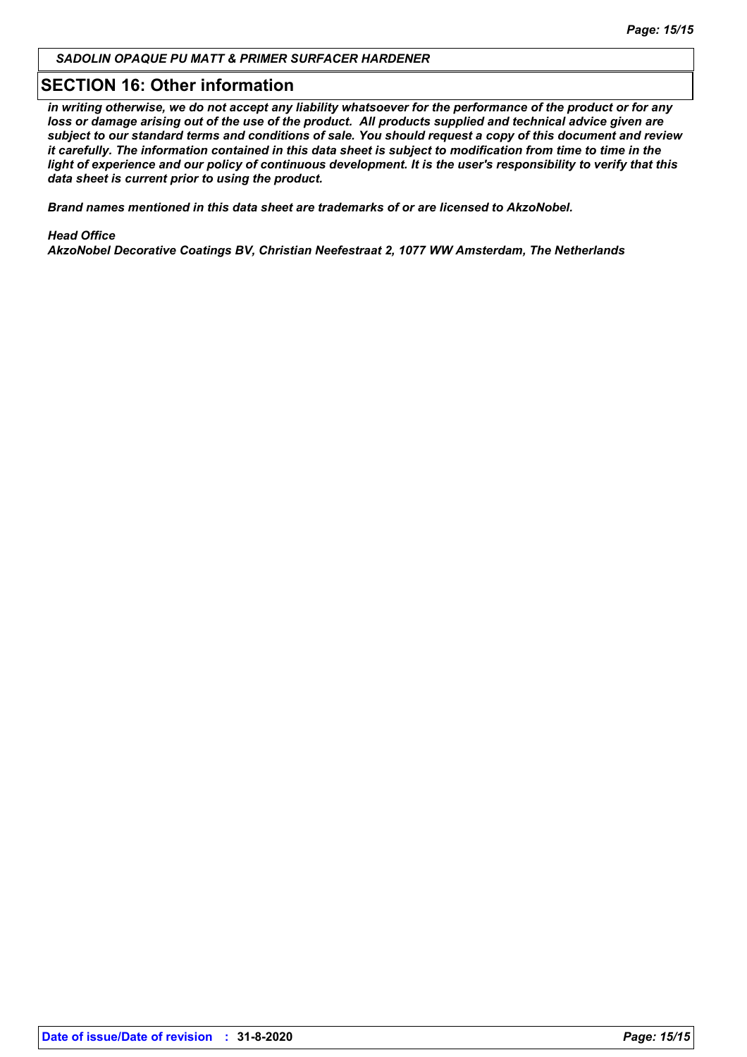## SECTION 16: Other information

***in writing otherwise, we do not accept any liability whatsoever for the performance of the product or for any loss or damage arising out of the use of the product. All products supplied and technical advice given are subject to our standard terms and conditions of sale. You should request a copy of this document and review it carefully. The information contained in this data sheet is subject to modification from time to time in the light of experience and our policy of continuous development. It is the user's responsibility to verify that this data sheet is current prior to using the product.***

***Brand names mentioned in this data sheet are trademarks of or are licensed to AkzoNobel.***

***Head Office***
***AkzoNobel Decorative Coatings BV, Christian Neefestraat 2, 1077 WW Amsterdam, The Netherlands***

**Date of issue/Date of revision : 31-8-2020**